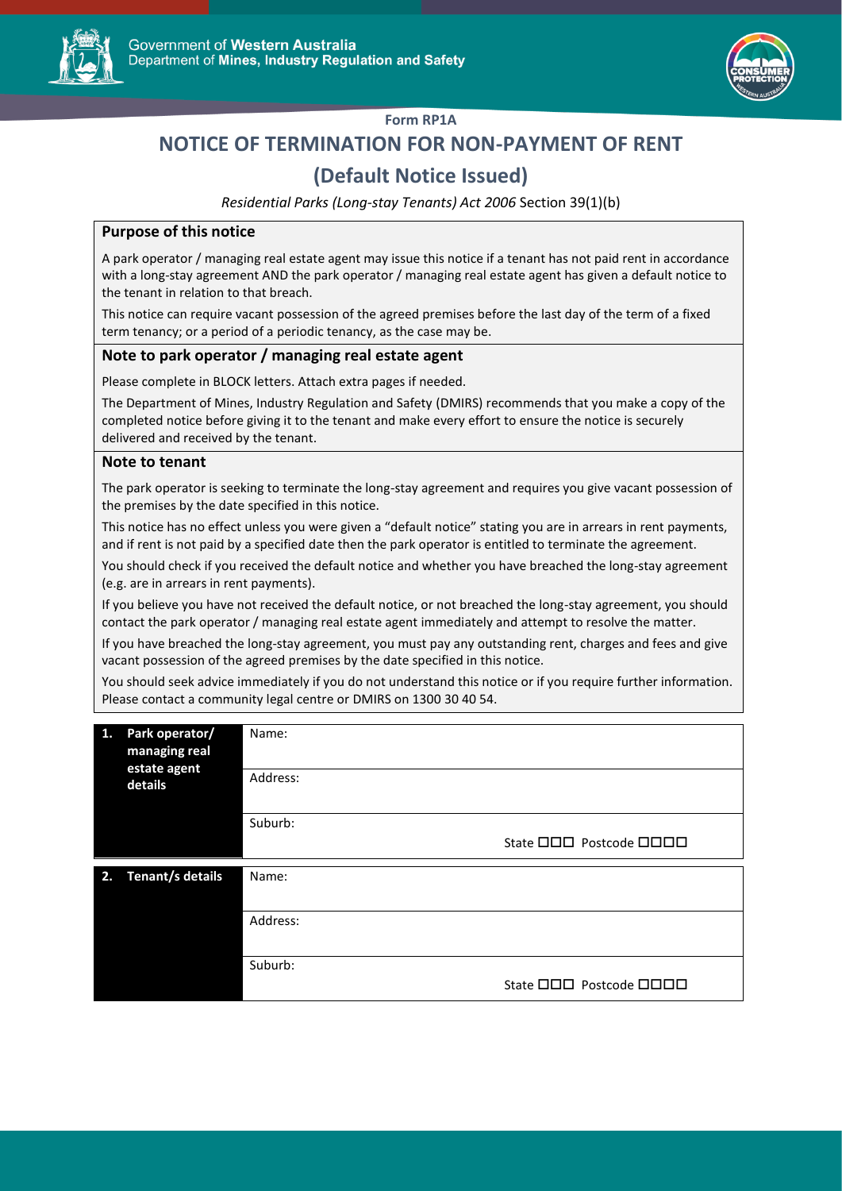Government of **Western Australia**
Department of **Mines, Industry Regulation and Safety**

**Form RP1A**

# NOTICE OF TERMINATION FOR NON-PAYMENT OF RENT

# (Default Notice Issued)

*Residential Parks (Long-stay Tenants) Act 2006* Section 39(1)(b)

## Purpose of this notice

A park operator / managing real estate agent may issue this notice if a tenant has not paid rent in accordance with a long-stay agreement AND the park operator / managing real estate agent has given a default notice to the tenant in relation to that breach.

This notice can require vacant possession of the agreed premises before the last day of the term of a fixed term tenancy; or a period of a periodic tenancy, as the case may be.

## Note to park operator / managing real estate agent

Please complete in BLOCK letters. Attach extra pages if needed.

The Department of Mines, Industry Regulation and Safety (DMIRS) recommends that you make a copy of the completed notice before giving it to the tenant and make every effort to ensure the notice is securely delivered and received by the tenant.

## Note to tenant

The park operator is seeking to terminate the long-stay agreement and requires you give vacant possession of the premises by the date specified in this notice.

This notice has no effect unless you were given a "default notice" stating you are in arrears in rent payments, and if rent is not paid by a specified date then the park operator is entitled to terminate the agreement.

You should check if you received the default notice and whether you have breached the long-stay agreement (e.g. are in arrears in rent payments).

If you believe you have not received the default notice, or not breached the long-stay agreement, you should contact the park operator / managing real estate agent immediately and attempt to resolve the matter.

If you have breached the long-stay agreement, you must pay any outstanding rent, charges and fees and give vacant possession of the agreed premises by the date specified in this notice.

You should seek advice immediately if you do not understand this notice or if you require further information. Please contact a community legal centre or DMIRS on 1300 30 40 54.

| **1. Park operator/ managing real estate agent details** | Name: |
|---|---|
| | Address: |
| | Suburb: State ☐☐☐ Postcode ☐☐☐☐ |

| **2. Tenant/s details** | Name: |
|---|---|
| | Address: |
| | Suburb: State ☐☐☐ Postcode ☐☐☐☐ |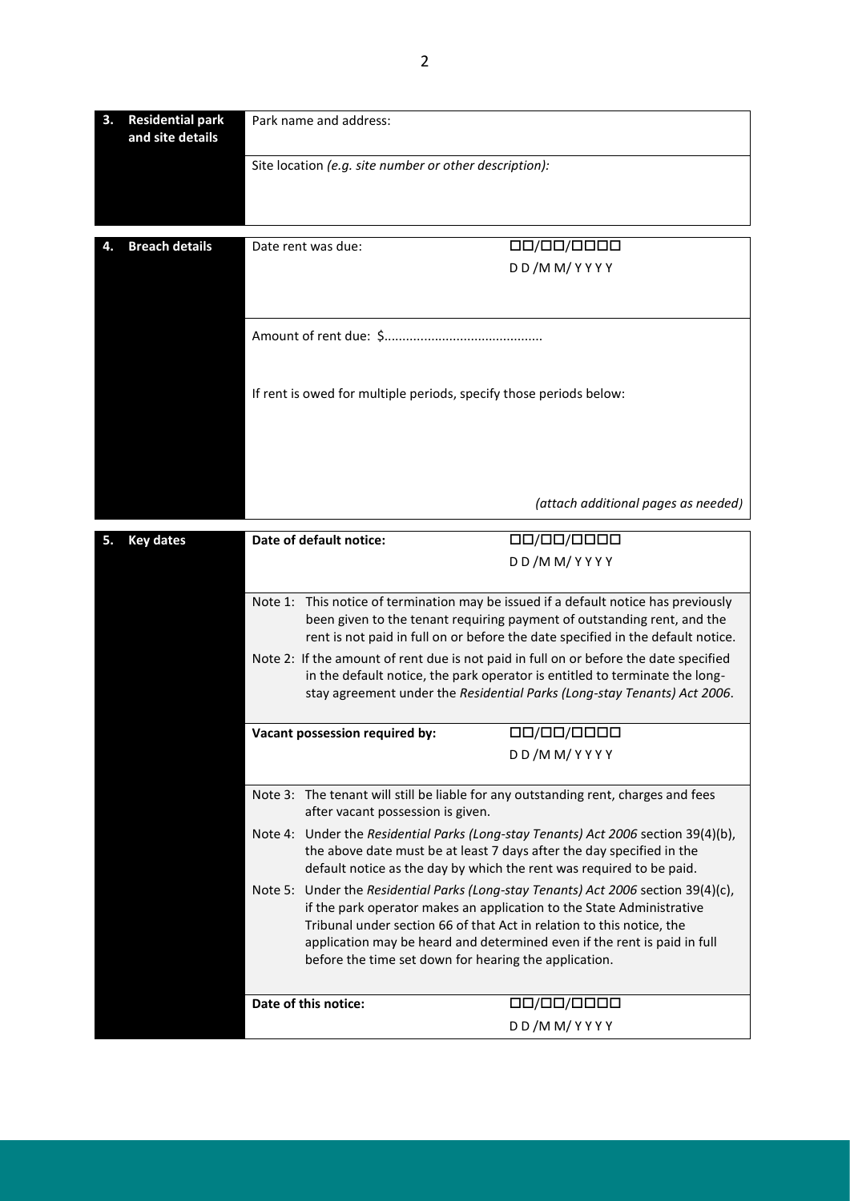| **3. Residential park and site details** | Park name and address: |
|---|---|
| | Site location *(e.g. site number or other description):* |

| **4. Breach details** | Date rent was due: ☐☐/☐☐/☐☐☐☐ DD/MM/YYYY |
|---|---|
| | Amount of rent due: $........................................... |
| | If rent is owed for multiple periods, specify those periods below: *(attach additional pages as needed)* |

| **5. Key dates** | **Date of default notice:** ☐☐/☐☐/☐☐☐☐ DD/MM/YYYY |
|---|---|
| | Note 1: This notice of termination may be issued if a default notice has previously been given to the tenant requiring payment of outstanding rent, and the rent is not paid in full on or before the date specified in the default notice. Note 2: If the amount of rent due is not paid in full on or before the date specified in the default notice, the park operator is entitled to terminate the long-stay agreement under the *Residential Parks (Long-stay Tenants) Act 2006*. |
| | **Vacant possession required by:** ☐☐/☐☐/☐☐☐☐ DD/MM/YYYY |
| | Note 3: The tenant will still be liable for any outstanding rent, charges and fees after vacant possession is given. Note 4: Under the *Residential Parks (Long-stay Tenants) Act 2006* section 39(4)(b), the above date must be at least 7 days after the day specified in the default notice as the day by which the rent was required to be paid. Note 5: Under the *Residential Parks (Long-stay Tenants) Act 2006* section 39(4)(c), if the park operator makes an application to the State Administrative Tribunal under section 66 of that Act in relation to this notice, the application may be heard and determined even if the rent is paid in full before the time set down for hearing the application. |
| | **Date of this notice:** ☐☐/☐☐/☐☐☐☐ DD/MM/YYYY |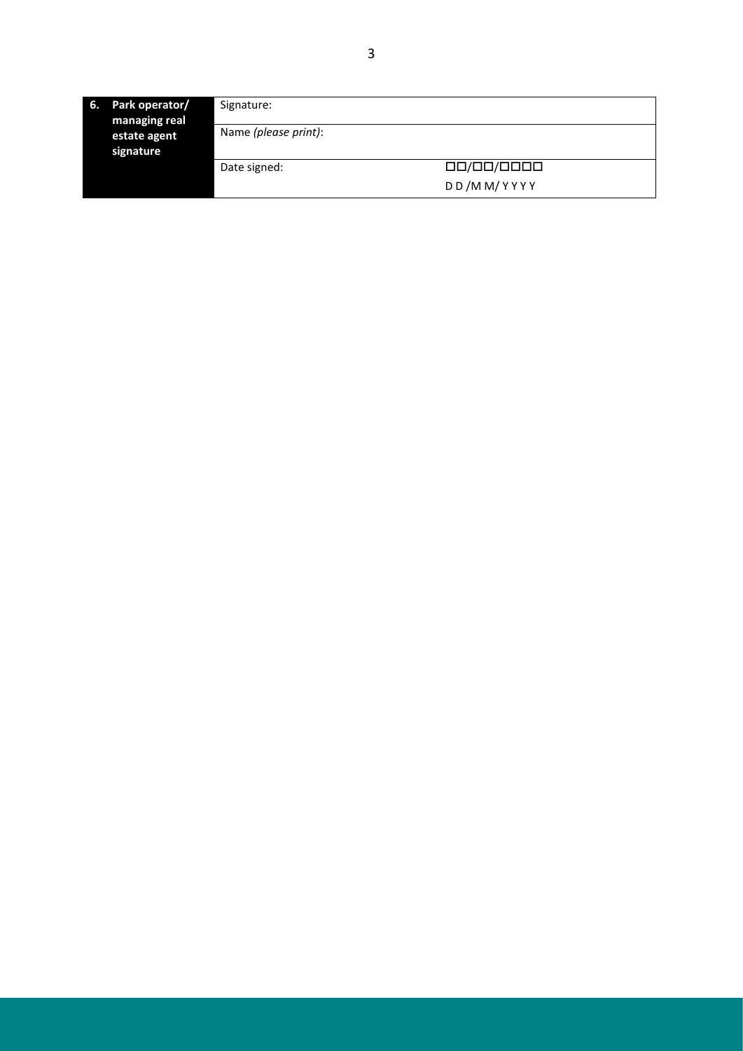| | | |
|---|---|---|
| **6. Park operator/ managing real estate agent signature** | Signature: | |
| | Name *(please print)*: | |
| | Date signed: | ☐☐/☐☐/☐☐☐☐<br>D D /M M/ Y Y Y Y |